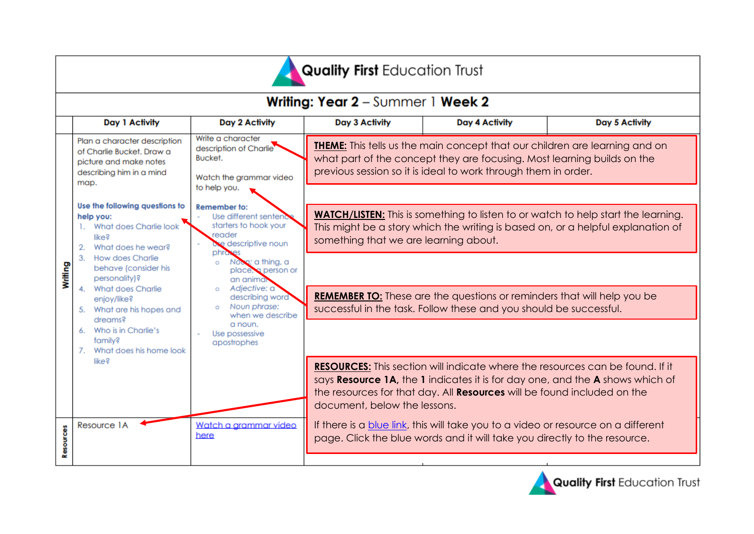# Quality First Education Trust

## Writing: Year 2 – Summer 1 Week 2

| | Day 1 Activity | Day 2 Activity | Day 3 Activity | Day 4 Activity | Day 5 Activity |
|---|---|---|---|---|---|
| **Writing** | Plan a character description of Charlie Bucket. Draw a picture and make notes describing him in a mind map.<br><br>**Use the following questions to help you:**<br>1. What does Charlie look like?<br>2. What does he wear?<br>3. How does Charlie behave (consider his personality)?<br>4. What does Charlie enjoy/like?<br>5. What are his hopes and dreams?<br>6. Who is in Charlie's family?<br>7. What does his home look like? | Write a character description of Charlie Bucket.<br><br>Watch the grammar video to help you.<br><br>**Remember to:**<br>- Use different sentence starters to hook your reader<br>- Use descriptive noun phrases<br>  - Noun: a thing, a place, a person or an animal<br>  - *Adjective:* a describing word<br>  - *Noun phrase:* when we describe a noun.<br>- Use possessive apostrophes | | | |
| **Resources** | Resource 1A | Watch a grammar video here | | | |

**THEME:** This tells us the main concept that our children are learning and on what part of the concept they are focusing. Most learning builds on the previous session so it is ideal to work through them in order.

**WATCH/LISTEN:** This is something to listen to or watch to help start the learning. This might be a story which the writing is based on, or a helpful explanation of something that we are learning about.

**REMEMBER TO:** These are the questions or reminders that will help you be successful in the task. Follow these and you should be successful.

**RESOURCES:** This section will indicate where the resources can be found. If it says **Resource 1A,** the **1** indicates it is for day one, and the **A** shows which of the resources for that day. All **Resources** will be found included on the document, below the lessons.

If there is a blue link, this will take you to a video or resource on a different page. Click the blue words and it will take you directly to the resource.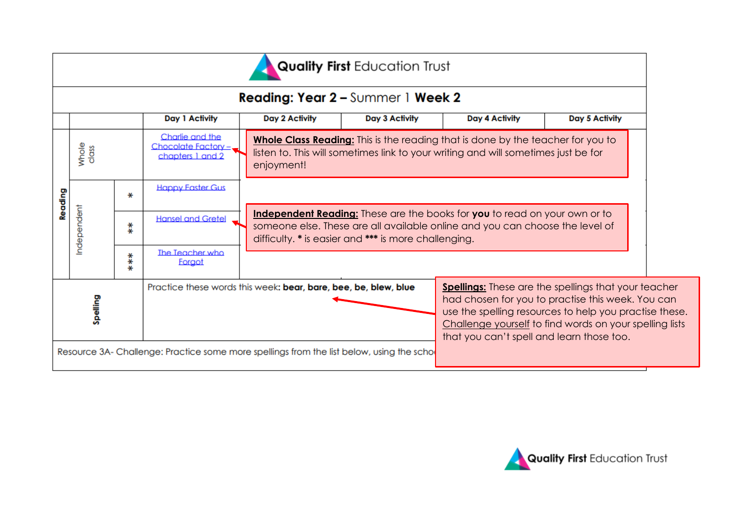# Quality First Education Trust

## Reading: Year 2 – Summer 1 Week 2

| | | | Day 1 Activity | Day 2 Activity | Day 3 Activity | Day 4 Activity | Day 5 Activity |
|---|---|---|---|---|---|---|---|
| Reading | Whole class | | Charlie and the Chocolate Factory – chapters 1 and 2 | | | | |
| | Independent | * | Happy Easter Gus | | | | |
| | | ** | Hansel and Gretel | | | | |
| | | *** | The Teacher who Forgot | | | | |
| Spelling | | | Practice these words this week: **bear, bare, bee, be, blew, blue** | | | | |

Resource 3A- Challenge: Practice some more spellings from the list below, using the scho

**Whole Class Reading:** This is the reading that is done by the teacher for you to listen to. This will sometimes link to your writing and will sometimes just be for enjoyment!

**Independent Reading:** These are the books for **you** to read on your own or to someone else. These are all available online and you can choose the level of difficulty. * is easier and *** is more challenging.

**Spellings:** These are the spellings that your teacher had chosen for you to practise this week. You can use the spelling resources to help you practise these. Challenge yourself to find words on your spelling lists that you can't spell and learn those too.

Quality First Education Trust